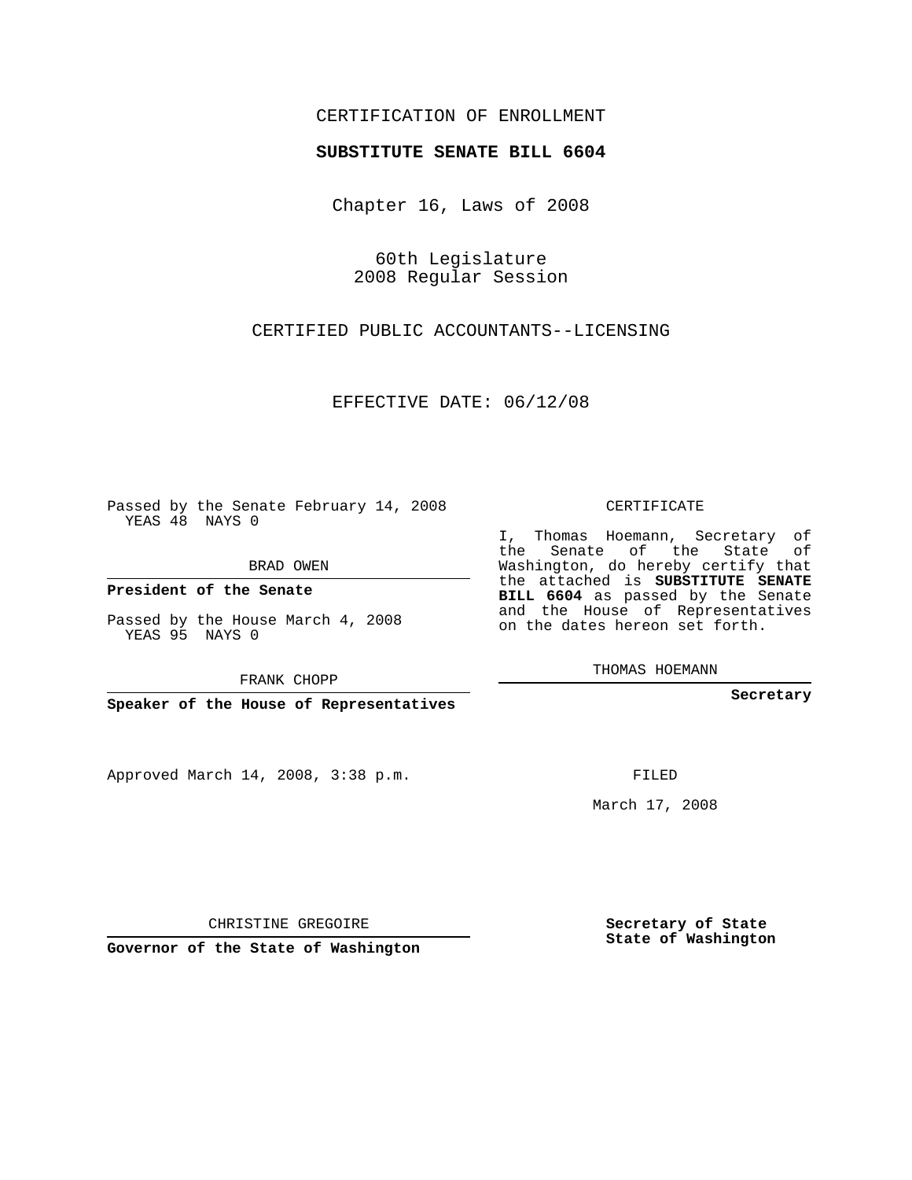CERTIFICATION OF ENROLLMENT

**SUBSTITUTE SENATE BILL 6604**

Chapter 16, Laws of 2008

60th Legislature
2008 Regular Session

CERTIFIED PUBLIC ACCOUNTANTS--LICENSING

EFFECTIVE DATE: 06/12/08

Passed by the Senate February 14, 2008
YEAS 48 NAYS 0

BRAD OWEN

**President of the Senate**

Passed by the House March 4, 2008
YEAS 95 NAYS 0

FRANK CHOPP

**Speaker of the House of Representatives**

CERTIFICATE

I, Thomas Hoemann, Secretary of the Senate of the State of Washington, do hereby certify that the attached is **SUBSTITUTE SENATE BILL 6604** as passed by the Senate and the House of Representatives on the dates hereon set forth.

THOMAS HOEMANN

**Secretary**

Approved March 14, 2008, 3:38 p.m.

FILED

March 17, 2008

CHRISTINE GREGOIRE

**Governor of the State of Washington**

**Secretary of State**
**State of Washington**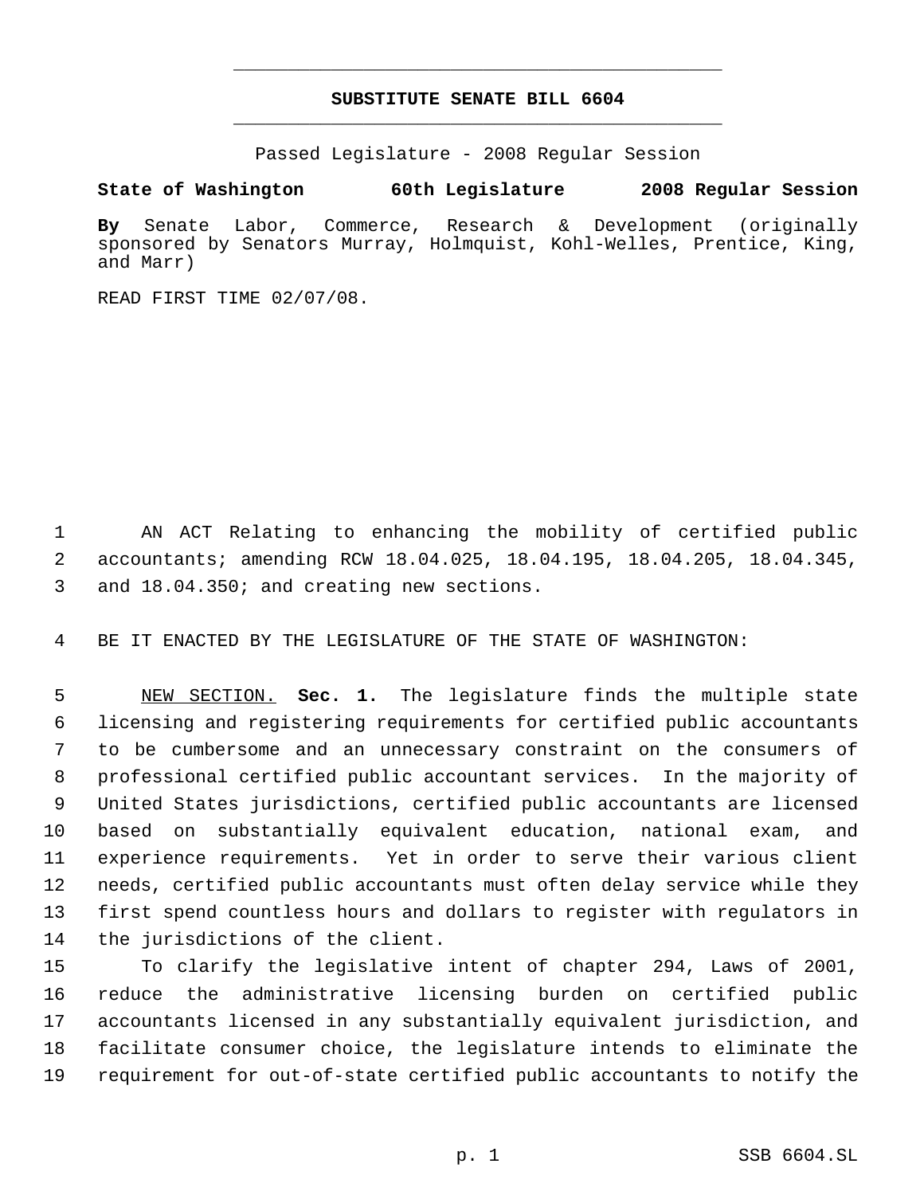# SUBSTITUTE SENATE BILL 6604

Passed Legislature - 2008 Regular Session

**State of Washington 60th Legislature 2008 Regular Session**

**By** Senate Labor, Commerce, Research & Development (originally sponsored by Senators Murray, Holmquist, Kohl-Welles, Prentice, King, and Marr)

READ FIRST TIME 02/07/08.

AN ACT Relating to enhancing the mobility of certified public accountants; amending RCW 18.04.025, 18.04.195, 18.04.205, 18.04.345, and 18.04.350; and creating new sections.

BE IT ENACTED BY THE LEGISLATURE OF THE STATE OF WASHINGTON:

NEW SECTION. **Sec. 1.** The legislature finds the multiple state licensing and registering requirements for certified public accountants to be cumbersome and an unnecessary constraint on the consumers of professional certified public accountant services. In the majority of United States jurisdictions, certified public accountants are licensed based on substantially equivalent education, national exam, and experience requirements. Yet in order to serve their various client needs, certified public accountants must often delay service while they first spend countless hours and dollars to register with regulators in the jurisdictions of the client.

To clarify the legislative intent of chapter 294, Laws of 2001, reduce the administrative licensing burden on certified public accountants licensed in any substantially equivalent jurisdiction, and facilitate consumer choice, the legislature intends to eliminate the requirement for out-of-state certified public accountants to notify the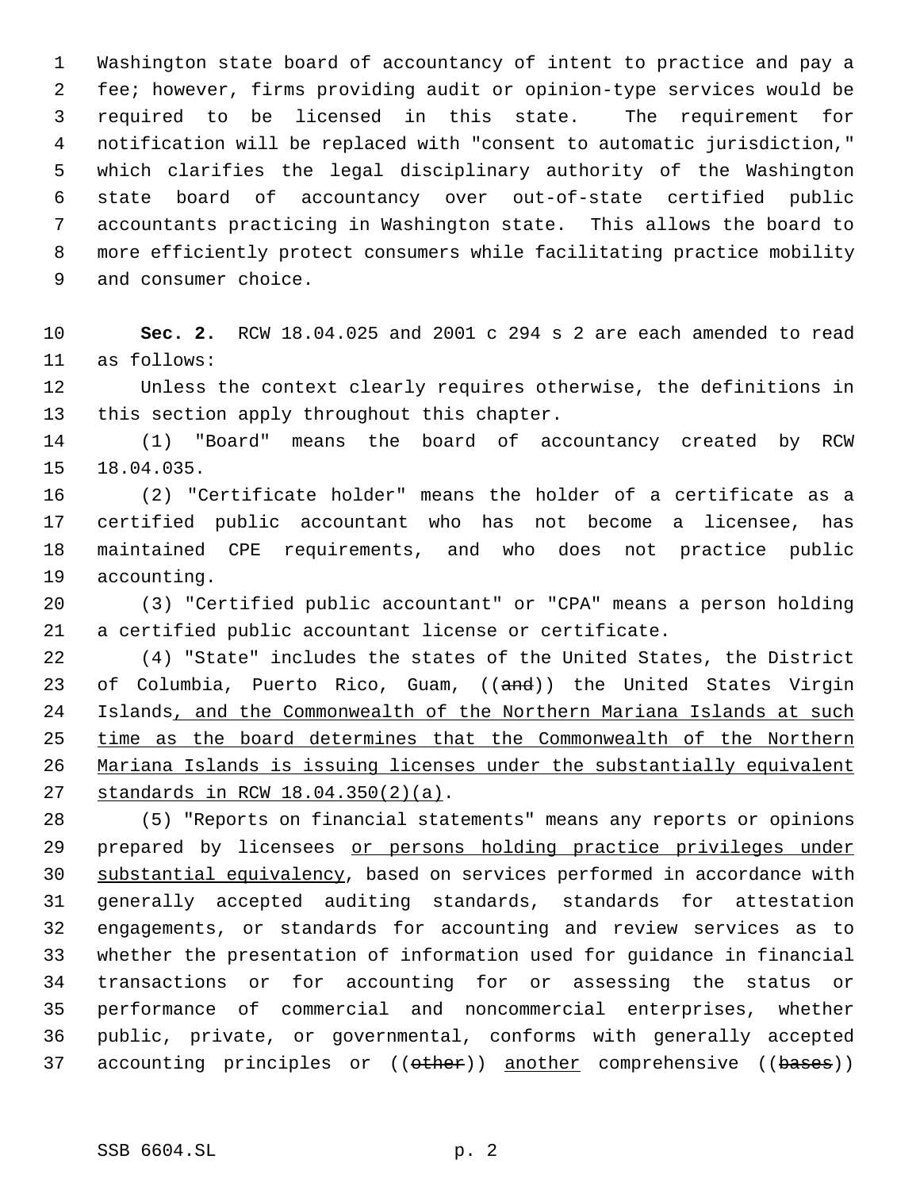Washington state board of accountancy of intent to practice and pay a fee; however, firms providing audit or opinion-type services would be required to be licensed in this state. The requirement for notification will be replaced with "consent to automatic jurisdiction," which clarifies the legal disciplinary authority of the Washington state board of accountancy over out-of-state certified public accountants practicing in Washington state. This allows the board to more efficiently protect consumers while facilitating practice mobility and consumer choice.

**Sec. 2.** RCW 18.04.025 and 2001 c 294 s 2 are each amended to read as follows:

Unless the context clearly requires otherwise, the definitions in this section apply throughout this chapter.

(1) "Board" means the board of accountancy created by RCW 18.04.035.

(2) "Certificate holder" means the holder of a certificate as a certified public accountant who has not become a licensee, has maintained CPE requirements, and who does not practice public accounting.

(3) "Certified public accountant" or "CPA" means a person holding a certified public accountant license or certificate.

(4) "State" includes the states of the United States, the District of Columbia, Puerto Rico, Guam, ((~~and~~)) the United States Virgin Islands<u>, and the Commonwealth of the Northern Mariana Islands at such time as the board determines that the Commonwealth of the Northern Mariana Islands is issuing licenses under the substantially equivalent standards in RCW 18.04.350(2)(a)</u>.

(5) "Reports on financial statements" means any reports or opinions prepared by licensees <u>or persons holding practice privileges under substantial equivalency</u>, based on services performed in accordance with generally accepted auditing standards, standards for attestation engagements, or standards for accounting and review services as to whether the presentation of information used for guidance in financial transactions or for accounting for or assessing the status or performance of commercial and noncommercial enterprises, whether public, private, or governmental, conforms with generally accepted accounting principles or ((~~other~~)) <u>another</u> comprehensive ((~~bases~~))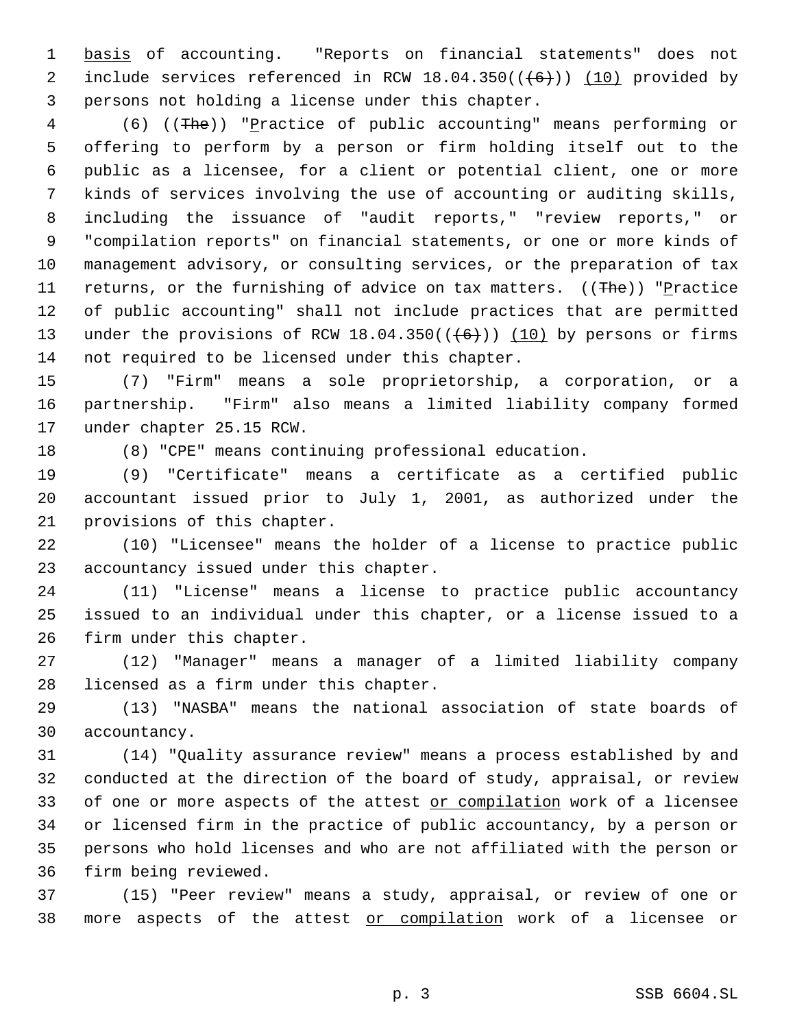basis of accounting. "Reports on financial statements" does not include services referenced in RCW 18.04.350(((6))) (10) provided by persons not holding a license under this chapter.

(6) ((The)) "Practice of public accounting" means performing or offering to perform by a person or firm holding itself out to the public as a licensee, for a client or potential client, one or more kinds of services involving the use of accounting or auditing skills, including the issuance of "audit reports," "review reports," or "compilation reports" on financial statements, or one or more kinds of management advisory, or consulting services, or the preparation of tax returns, or the furnishing of advice on tax matters. ((The)) "Practice of public accounting" shall not include practices that are permitted under the provisions of RCW 18.04.350(((6))) (10) by persons or firms not required to be licensed under this chapter.

(7) "Firm" means a sole proprietorship, a corporation, or a partnership. "Firm" also means a limited liability company formed under chapter 25.15 RCW.

(8) "CPE" means continuing professional education.

(9) "Certificate" means a certificate as a certified public accountant issued prior to July 1, 2001, as authorized under the provisions of this chapter.

(10) "Licensee" means the holder of a license to practice public accountancy issued under this chapter.

(11) "License" means a license to practice public accountancy issued to an individual under this chapter, or a license issued to a firm under this chapter.

(12) "Manager" means a manager of a limited liability company licensed as a firm under this chapter.

(13) "NASBA" means the national association of state boards of accountancy.

(14) "Quality assurance review" means a process established by and conducted at the direction of the board of study, appraisal, or review of one or more aspects of the attest or compilation work of a licensee or licensed firm in the practice of public accountancy, by a person or persons who hold licenses and who are not affiliated with the person or firm being reviewed.

(15) "Peer review" means a study, appraisal, or review of one or more aspects of the attest or compilation work of a licensee or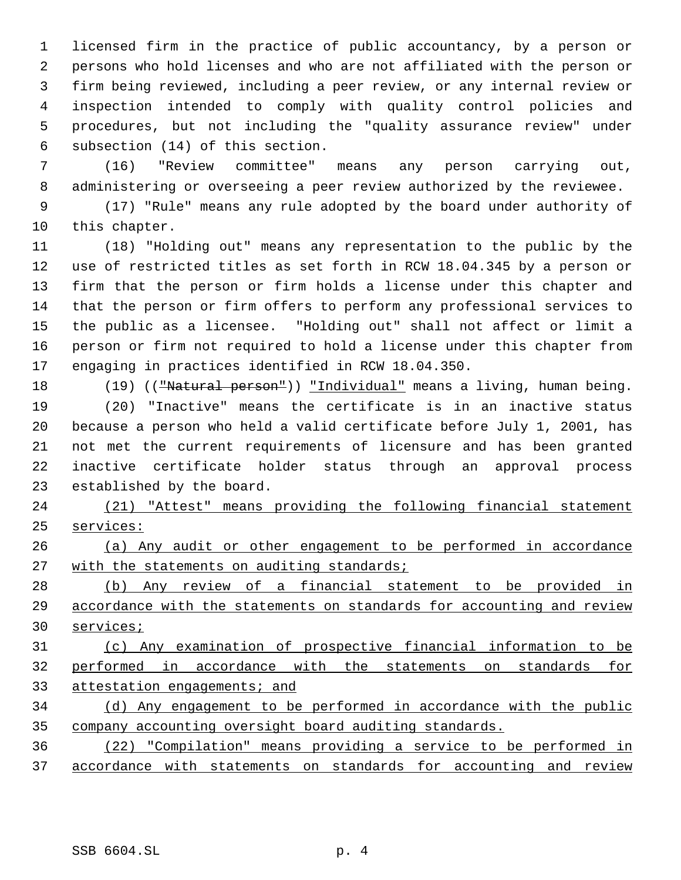licensed firm in the practice of public accountancy, by a person or persons who hold licenses and who are not affiliated with the person or firm being reviewed, including a peer review, or any internal review or inspection intended to comply with quality control policies and procedures, but not including the "quality assurance review" under subsection (14) of this section.

(16) "Review committee" means any person carrying out, administering or overseeing a peer review authorized by the reviewee.

(17) "Rule" means any rule adopted by the board under authority of this chapter.

(18) "Holding out" means any representation to the public by the use of restricted titles as set forth in RCW 18.04.345 by a person or firm that the person or firm holds a license under this chapter and that the person or firm offers to perform any professional services to the public as a licensee. "Holding out" shall not affect or limit a person or firm not required to hold a license under this chapter from engaging in practices identified in RCW 18.04.350.

(19) ((~~"Natural person"~~)) <u>"Individual"</u> means a living, human being.

(20) "Inactive" means the certificate is in an inactive status because a person who held a valid certificate before July 1, 2001, has not met the current requirements of licensure and has been granted inactive certificate holder status through an approval process established by the board.

<u>(21) "Attest" means providing the following financial statement services:</u>

<u>(a) Any audit or other engagement to be performed in accordance with the statements on auditing standards;</u>

<u>(b) Any review of a financial statement to be provided in accordance with the statements on standards for accounting and review services;</u>

<u>(c) Any examination of prospective financial information to be performed in accordance with the statements on standards for attestation engagements; and</u>

<u>(d) Any engagement to be performed in accordance with the public company accounting oversight board auditing standards.</u>

<u>(22) "Compilation" means providing a service to be performed in accordance with statements on standards for accounting and review</u>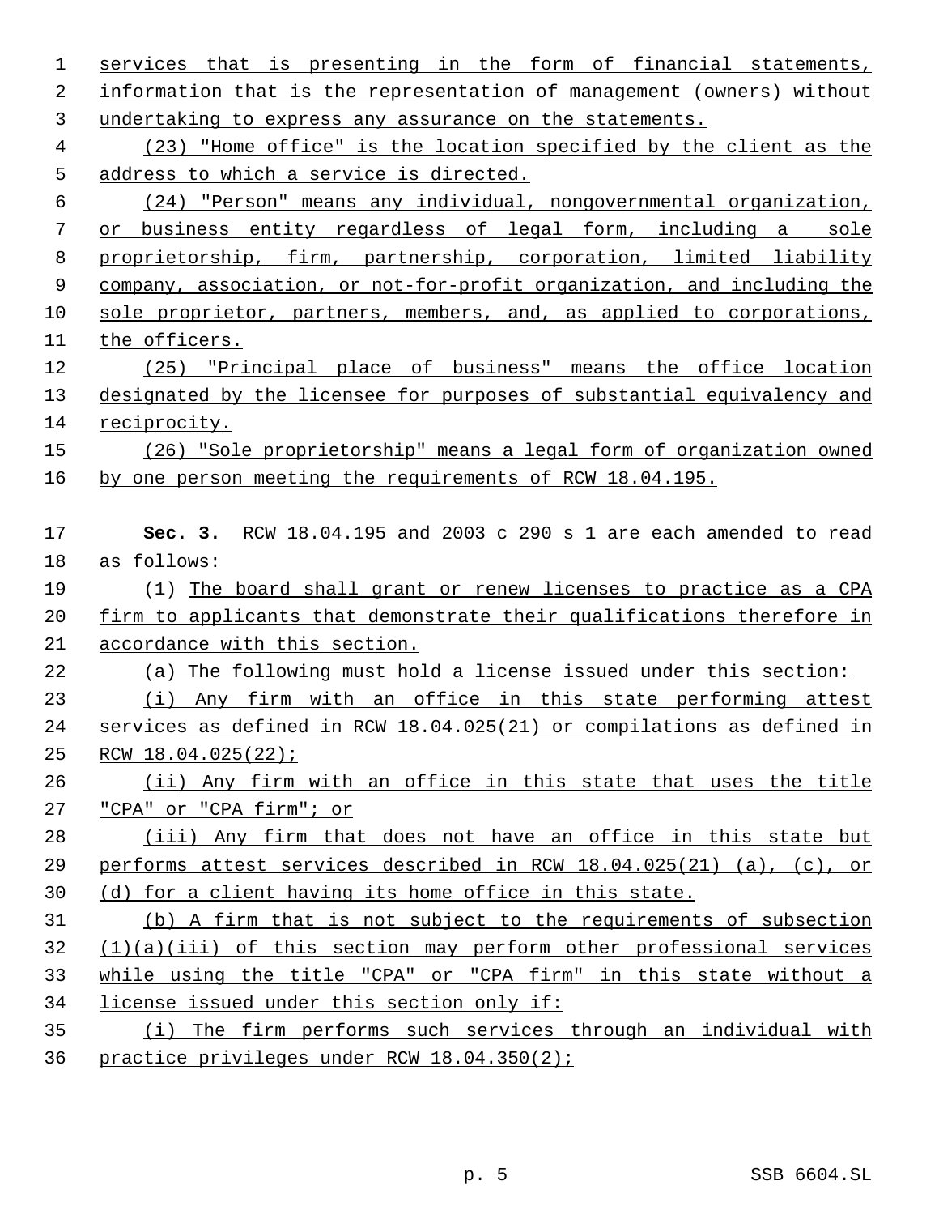services that is presenting in the form of financial statements, information that is the representation of management (owners) without undertaking to express any assurance on the statements.

(23) "Home office" is the location specified by the client as the address to which a service is directed.

(24) "Person" means any individual, nongovernmental organization, or business entity regardless of legal form, including a sole proprietorship, firm, partnership, corporation, limited liability company, association, or not-for-profit organization, and including the sole proprietor, partners, members, and, as applied to corporations, the officers.

(25) "Principal place of business" means the office location designated by the licensee for purposes of substantial equivalency and reciprocity.

(26) "Sole proprietorship" means a legal form of organization owned by one person meeting the requirements of RCW 18.04.195.

**Sec. 3.** RCW 18.04.195 and 2003 c 290 s 1 are each amended to read as follows:

(1) The board shall grant or renew licenses to practice as a CPA firm to applicants that demonstrate their qualifications therefore in accordance with this section.

(a) The following must hold a license issued under this section:

(i) Any firm with an office in this state performing attest services as defined in RCW 18.04.025(21) or compilations as defined in RCW 18.04.025(22);

(ii) Any firm with an office in this state that uses the title "CPA" or "CPA firm"; or

(iii) Any firm that does not have an office in this state but performs attest services described in RCW 18.04.025(21) (a), (c), or (d) for a client having its home office in this state.

(b) A firm that is not subject to the requirements of subsection (1)(a)(iii) of this section may perform other professional services while using the title "CPA" or "CPA firm" in this state without a license issued under this section only if:

(i) The firm performs such services through an individual with practice privileges under RCW 18.04.350(2);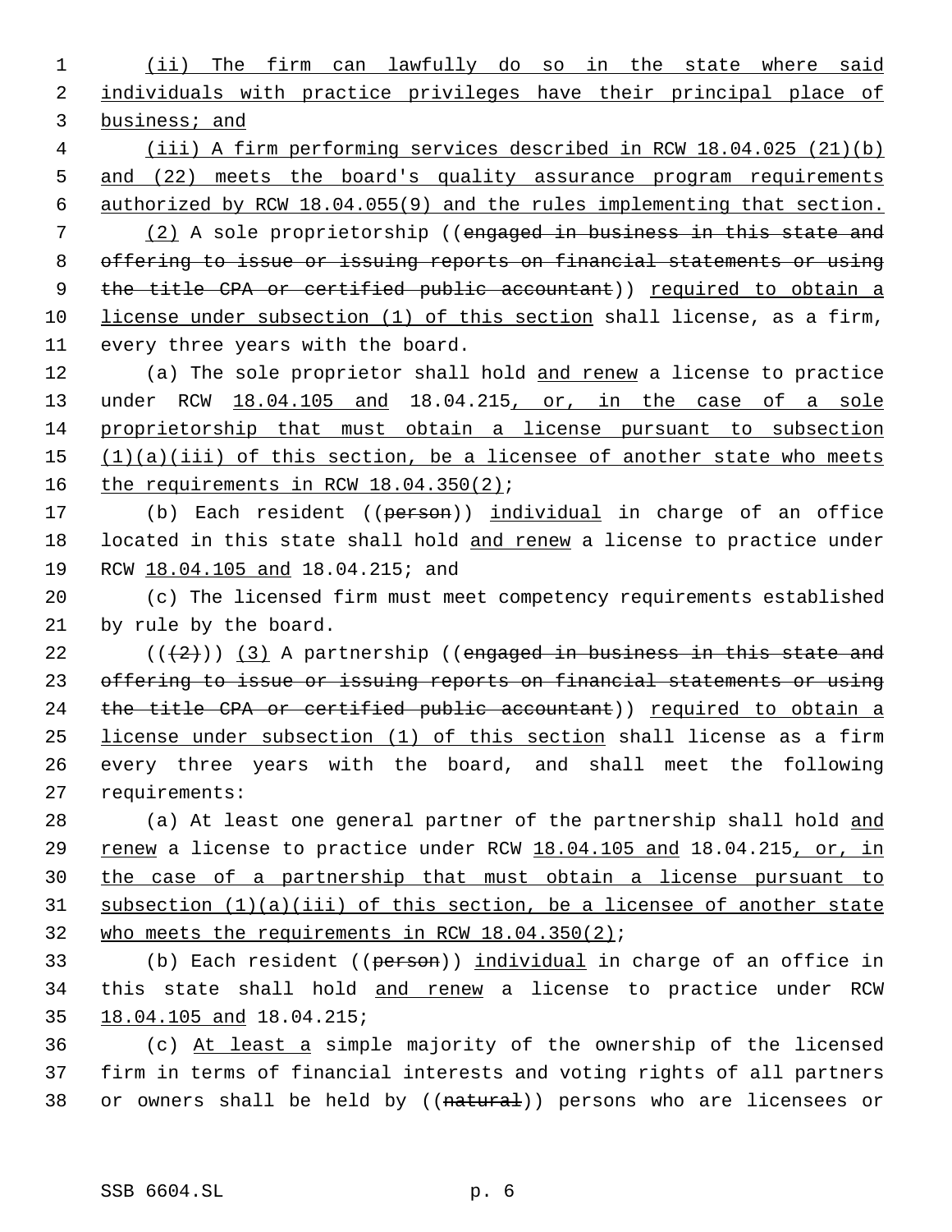(ii) The firm can lawfully do so in the state where said individuals with practice privileges have their principal place of business; and

(iii) A firm performing services described in RCW 18.04.025 (21)(b) and (22) meets the board's quality assurance program requirements authorized by RCW 18.04.055(9) and the rules implementing that section.

(2) A sole proprietorship ((engaged in business in this state and offering to issue or issuing reports on financial statements or using the title CPA or certified public accountant)) required to obtain a license under subsection (1) of this section shall license, as a firm, every three years with the board.

(a) The sole proprietor shall hold and renew a license to practice under RCW 18.04.105 and 18.04.215, or, in the case of a sole proprietorship that must obtain a license pursuant to subsection (1)(a)(iii) of this section, be a licensee of another state who meets the requirements in RCW 18.04.350(2);

(b) Each resident ((person)) individual in charge of an office located in this state shall hold and renew a license to practice under RCW 18.04.105 and 18.04.215; and

(c) The licensed firm must meet competency requirements established by rule by the board.

(((2))) (3) A partnership ((engaged in business in this state and offering to issue or issuing reports on financial statements or using the title CPA or certified public accountant)) required to obtain a license under subsection (1) of this section shall license as a firm every three years with the board, and shall meet the following requirements:

(a) At least one general partner of the partnership shall hold and renew a license to practice under RCW 18.04.105 and 18.04.215, or, in the case of a partnership that must obtain a license pursuant to subsection (1)(a)(iii) of this section, be a licensee of another state who meets the requirements in RCW 18.04.350(2);

(b) Each resident ((person)) individual in charge of an office in this state shall hold and renew a license to practice under RCW 18.04.105 and 18.04.215;

(c) At least a simple majority of the ownership of the licensed firm in terms of financial interests and voting rights of all partners or owners shall be held by ((natural)) persons who are licensees or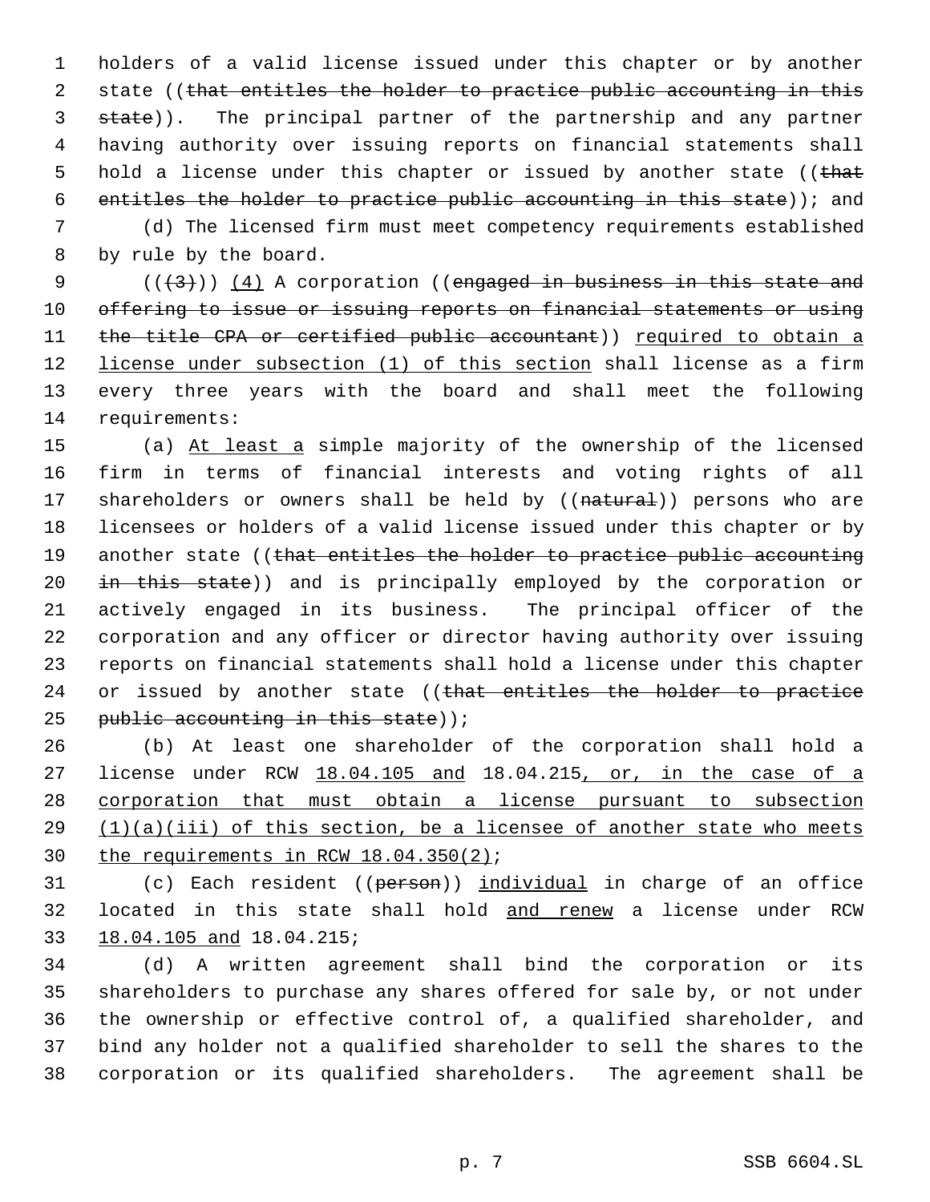holders of a valid license issued under this chapter or by another state ((~~that entitles the holder to practice public accounting in this state~~)). The principal partner of the partnership and any partner having authority over issuing reports on financial statements shall hold a license under this chapter or issued by another state ((~~that entitles the holder to practice public accounting in this state~~)); and

(d) The licensed firm must meet competency requirements established by rule by the board.

((~~(3)~~)) <u>(4)</u> A corporation ((~~engaged in business in this state and offering to issue or issuing reports on financial statements or using the title CPA or certified public accountant~~)) <u>required to obtain a license under subsection (1) of this section</u> shall license as a firm every three years with the board and shall meet the following requirements:

(a) <u>At least a</u> simple majority of the ownership of the licensed firm in terms of financial interests and voting rights of all shareholders or owners shall be held by ((~~natural~~)) persons who are licensees or holders of a valid license issued under this chapter or by another state ((~~that entitles the holder to practice public accounting in this state~~)) and is principally employed by the corporation or actively engaged in its business. The principal officer of the corporation and any officer or director having authority over issuing reports on financial statements shall hold a license under this chapter or issued by another state ((~~that entitles the holder to practice public accounting in this state~~));

(b) At least one shareholder of the corporation shall hold a license under RCW <u>18.04.105 and</u> 18.04.215<u>, or, in the case of a corporation that must obtain a license pursuant to subsection (1)(a)(iii) of this section, be a licensee of another state who meets the requirements in RCW 18.04.350(2)</u>;

(c) Each resident ((~~person~~)) <u>individual</u> in charge of an office located in this state shall hold <u>and renew</u> a license under RCW <u>18.04.105 and</u> 18.04.215;

(d) A written agreement shall bind the corporation or its shareholders to purchase any shares offered for sale by, or not under the ownership or effective control of, a qualified shareholder, and bind any holder not a qualified shareholder to sell the shares to the corporation or its qualified shareholders. The agreement shall be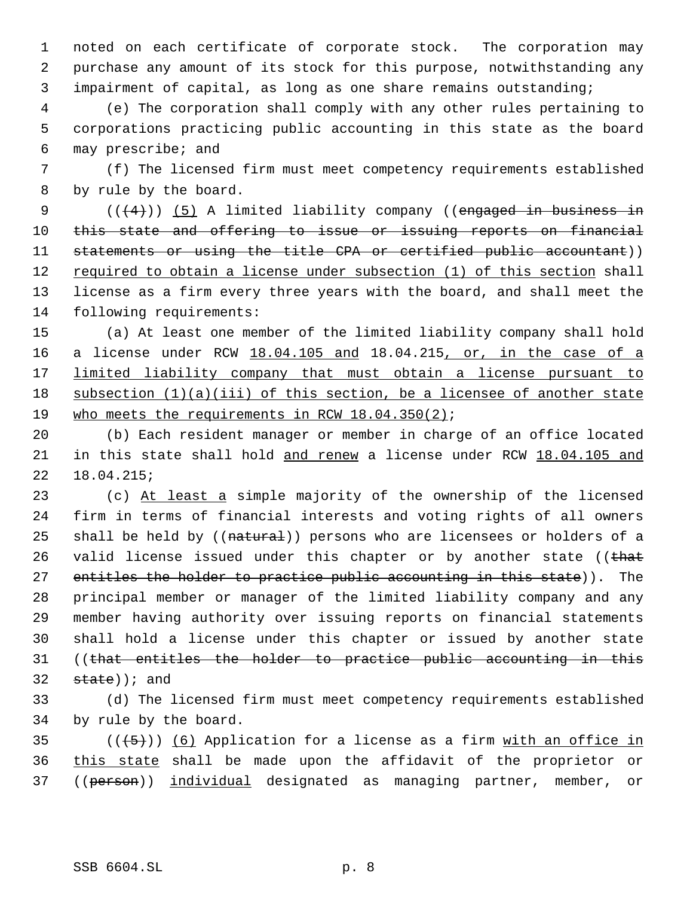noted on each certificate of corporate stock. The corporation may purchase any amount of its stock for this purpose, notwithstanding any impairment of capital, as long as one share remains outstanding;

(e) The corporation shall comply with any other rules pertaining to corporations practicing public accounting in this state as the board may prescribe; and

(f) The licensed firm must meet competency requirements established by rule by the board.

~~((4))~~ (5) A limited liability company ((~~engaged in business in this state and offering to issue or issuing reports on financial statements or using the title CPA or certified public accountant~~)) required to obtain a license under subsection (1) of this section shall license as a firm every three years with the board, and shall meet the following requirements:

(a) At least one member of the limited liability company shall hold a license under RCW 18.04.105 and 18.04.215, or, in the case of a limited liability company that must obtain a license pursuant to subsection (1)(a)(iii) of this section, be a licensee of another state who meets the requirements in RCW 18.04.350(2);

(b) Each resident manager or member in charge of an office located in this state shall hold and renew a license under RCW 18.04.105 and 18.04.215;

(c) At least a simple majority of the ownership of the licensed firm in terms of financial interests and voting rights of all owners shall be held by ((~~natural~~)) persons who are licensees or holders of a valid license issued under this chapter or by another state ((~~that entitles the holder to practice public accounting in this state~~)). The principal member or manager of the limited liability company and any member having authority over issuing reports on financial statements shall hold a license under this chapter or issued by another state ((~~that entitles the holder to practice public accounting in this state~~)); and

(d) The licensed firm must meet competency requirements established by rule by the board.

~~((5))~~ (6) Application for a license as a firm with an office in this state shall be made upon the affidavit of the proprietor or ((~~person~~)) individual designated as managing partner, member, or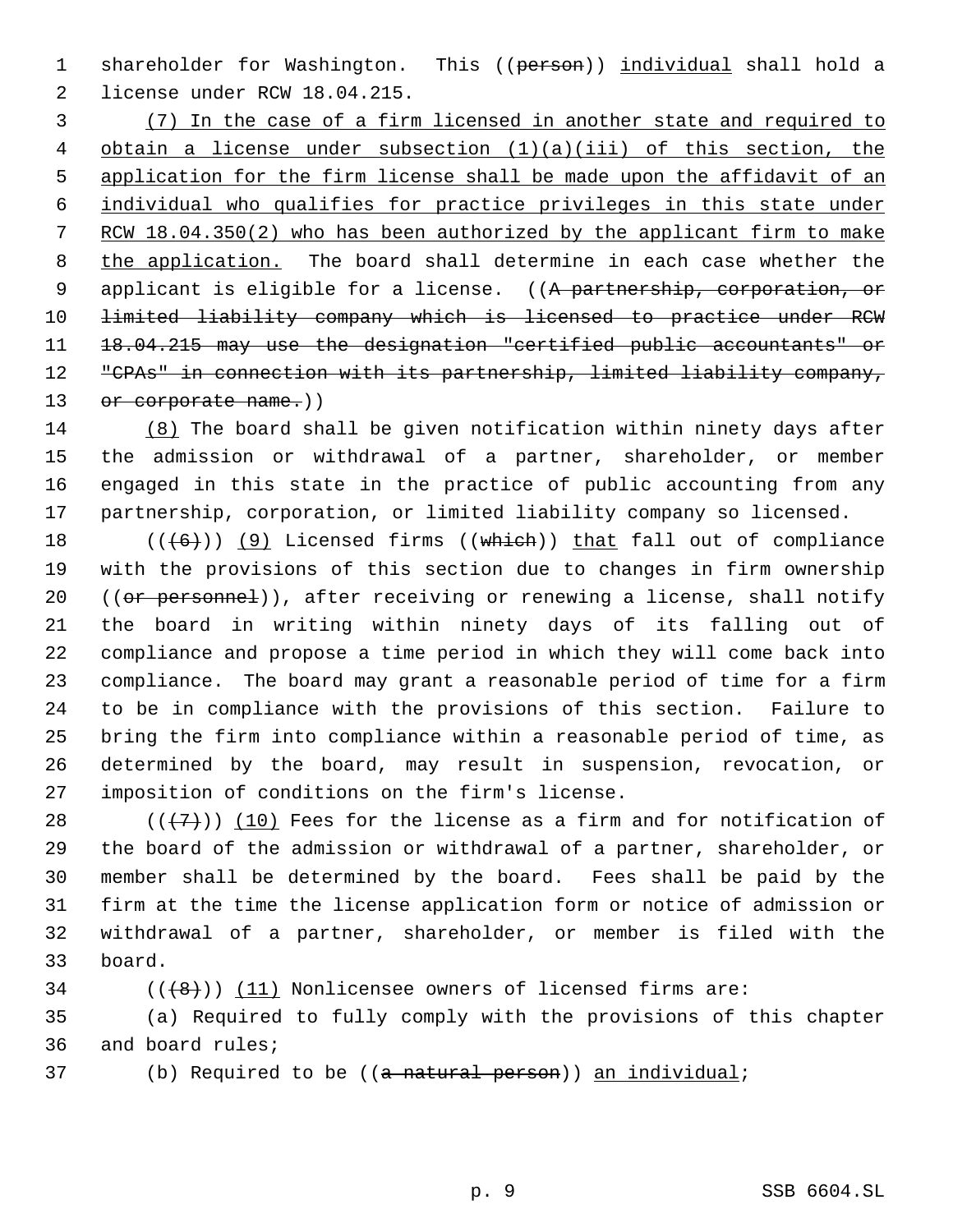shareholder for Washington. This ((~~person~~)) <u>individual</u> shall hold a license under RCW 18.04.215.

<u>(7) In the case of a firm licensed in another state and required to obtain a license under subsection (1)(a)(iii) of this section, the application for the firm license shall be made upon the affidavit of an individual who qualifies for practice privileges in this state under RCW 18.04.350(2) who has been authorized by the applicant firm to make the application.</u> The board shall determine in each case whether the applicant is eligible for a license. ((~~A partnership, corporation, or limited liability company which is licensed to practice under RCW 18.04.215 may use the designation "certified public accountants" or "CPAs" in connection with its partnership, limited liability company, or corporate name.~~))

<u>(8)</u> The board shall be given notification within ninety days after the admission or withdrawal of a partner, shareholder, or member engaged in this state in the practice of public accounting from any partnership, corporation, or limited liability company so licensed.

((~~(6)~~)) <u>(9)</u> Licensed firms ((~~which~~)) <u>that</u> fall out of compliance with the provisions of this section due to changes in firm ownership ((~~or personnel~~)), after receiving or renewing a license, shall notify the board in writing within ninety days of its falling out of compliance and propose a time period in which they will come back into compliance. The board may grant a reasonable period of time for a firm to be in compliance with the provisions of this section. Failure to bring the firm into compliance within a reasonable period of time, as determined by the board, may result in suspension, revocation, or imposition of conditions on the firm's license.

((~~(7)~~)) <u>(10)</u> Fees for the license as a firm and for notification of the board of the admission or withdrawal of a partner, shareholder, or member shall be determined by the board. Fees shall be paid by the firm at the time the license application form or notice of admission or withdrawal of a partner, shareholder, or member is filed with the board.

((~~(8)~~)) <u>(11)</u> Nonlicensee owners of licensed firms are:

(a) Required to fully comply with the provisions of this chapter and board rules;

(b) Required to be ((~~a natural person~~)) <u>an individual</u>;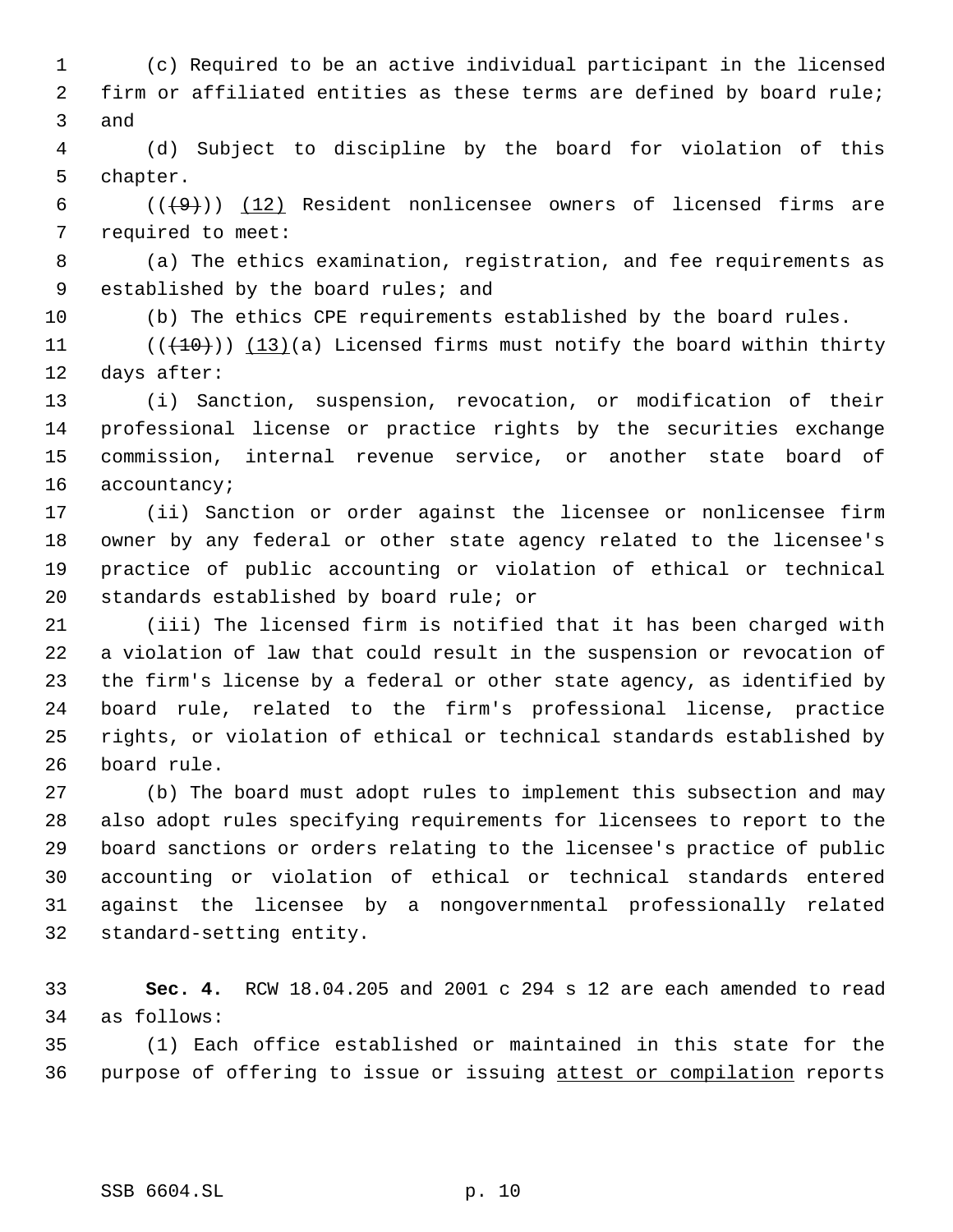(c) Required to be an active individual participant in the licensed firm or affiliated entities as these terms are defined by board rule; and

(d) Subject to discipline by the board for violation of this chapter.

((~~(9)~~)) <u>(12)</u> Resident nonlicensee owners of licensed firms are required to meet:

(a) The ethics examination, registration, and fee requirements as established by the board rules; and

(b) The ethics CPE requirements established by the board rules.

((~~(10)~~)) <u>(13)</u>(a) Licensed firms must notify the board within thirty days after:

(i) Sanction, suspension, revocation, or modification of their professional license or practice rights by the securities exchange commission, internal revenue service, or another state board of accountancy;

(ii) Sanction or order against the licensee or nonlicensee firm owner by any federal or other state agency related to the licensee's practice of public accounting or violation of ethical or technical standards established by board rule; or

(iii) The licensed firm is notified that it has been charged with a violation of law that could result in the suspension or revocation of the firm's license by a federal or other state agency, as identified by board rule, related to the firm's professional license, practice rights, or violation of ethical or technical standards established by board rule.

(b) The board must adopt rules to implement this subsection and may also adopt rules specifying requirements for licensees to report to the board sanctions or orders relating to the licensee's practice of public accounting or violation of ethical or technical standards entered against the licensee by a nongovernmental professionally related standard-setting entity.

**Sec. 4.** RCW 18.04.205 and 2001 c 294 s 12 are each amended to read as follows:

(1) Each office established or maintained in this state for the purpose of offering to issue or issuing <u>attest or compilation</u> reports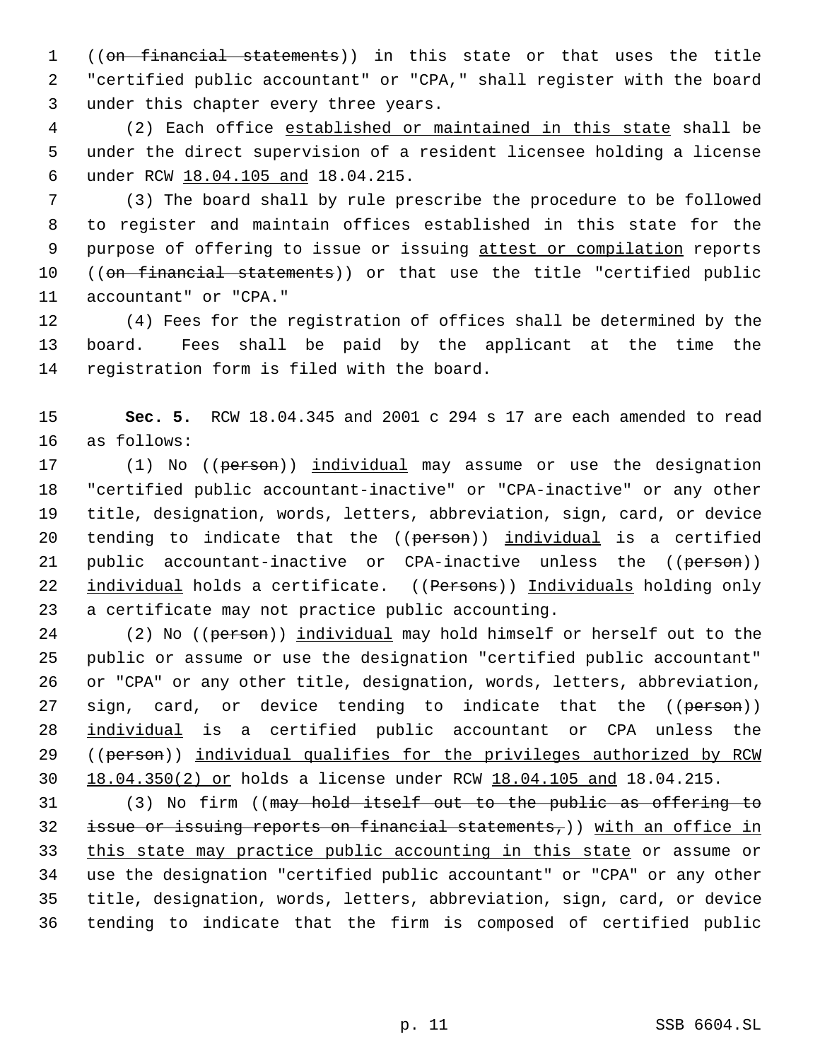((~~on financial statements~~)) in this state or that uses the title "certified public accountant" or "CPA," shall register with the board under this chapter every three years.

(2) Each office established or maintained in this state shall be under the direct supervision of a resident licensee holding a license under RCW 18.04.105 and 18.04.215.

(3) The board shall by rule prescribe the procedure to be followed to register and maintain offices established in this state for the purpose of offering to issue or issuing attest or compilation reports ((~~on financial statements~~)) or that use the title "certified public accountant" or "CPA."

(4) Fees for the registration of offices shall be determined by the board. Fees shall be paid by the applicant at the time the registration form is filed with the board.

**Sec. 5.** RCW 18.04.345 and 2001 c 294 s 17 are each amended to read as follows:

(1) No ((~~person~~)) individual may assume or use the designation "certified public accountant-inactive" or "CPA-inactive" or any other title, designation, words, letters, abbreviation, sign, card, or device tending to indicate that the ((~~person~~)) individual is a certified public accountant-inactive or CPA-inactive unless the ((~~person~~)) individual holds a certificate. ((~~Persons~~)) Individuals holding only a certificate may not practice public accounting.

(2) No ((~~person~~)) individual may hold himself or herself out to the public or assume or use the designation "certified public accountant" or "CPA" or any other title, designation, words, letters, abbreviation, sign, card, or device tending to indicate that the ((~~person~~)) individual is a certified public accountant or CPA unless the ((~~person~~)) individual qualifies for the privileges authorized by RCW 18.04.350(2) or holds a license under RCW 18.04.105 and 18.04.215.

(3) No firm ((~~may hold itself out to the public as offering to issue or issuing reports on financial statements,~~)) with an office in this state may practice public accounting in this state or assume or use the designation "certified public accountant" or "CPA" or any other title, designation, words, letters, abbreviation, sign, card, or device tending to indicate that the firm is composed of certified public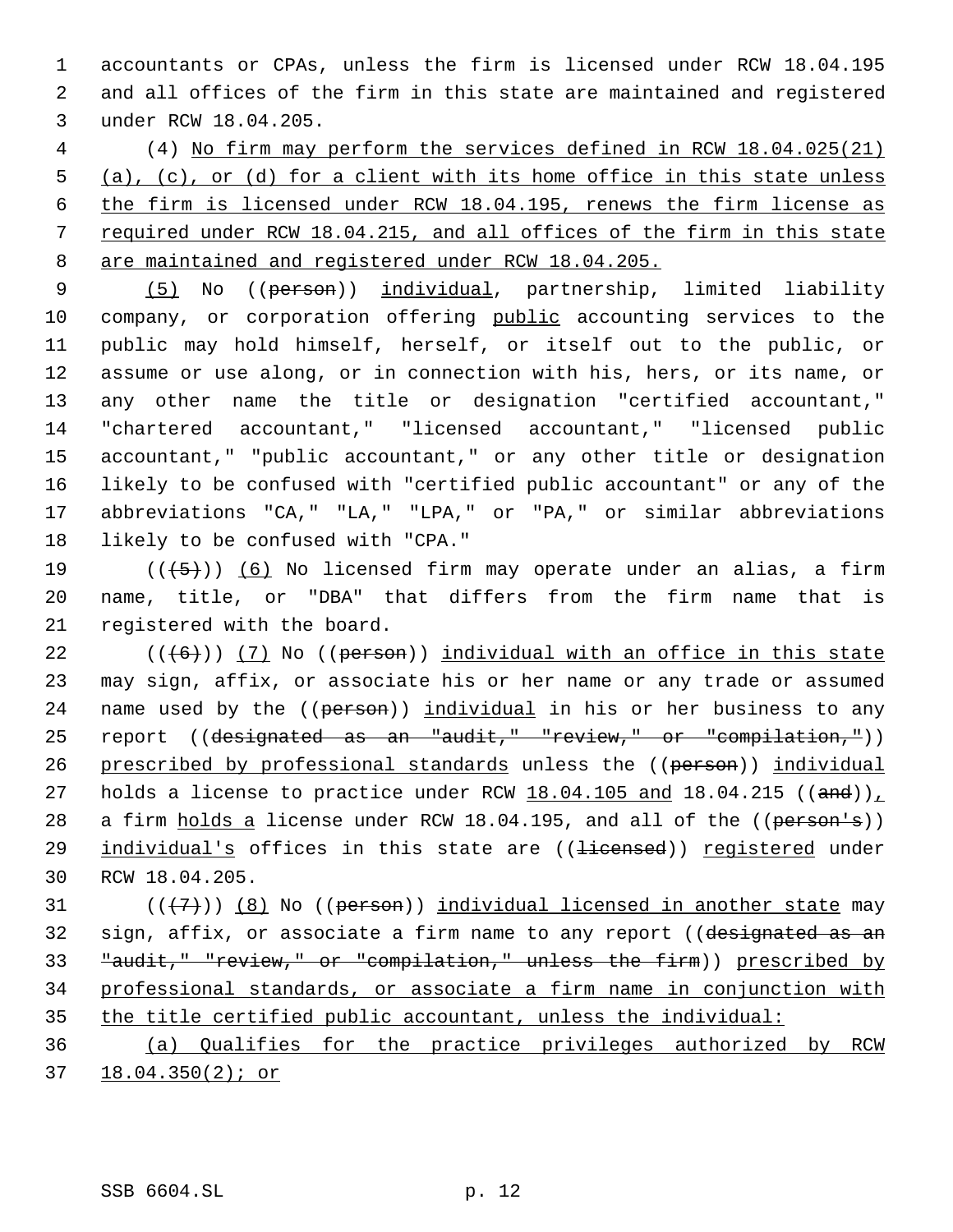accountants or CPAs, unless the firm is licensed under RCW 18.04.195 and all offices of the firm in this state are maintained and registered under RCW 18.04.205.

(4) <u>No firm may perform the services defined in RCW 18.04.025(21) (a), (c), or (d) for a client with its home office in this state unless the firm is licensed under RCW 18.04.195, renews the firm license as required under RCW 18.04.215, and all offices of the firm in this state are maintained and registered under RCW 18.04.205.</u>

<u>(5)</u> No ((~~person~~)) <u>individual</u>, partnership, limited liability company, or corporation offering <u>public</u> accounting services to the public may hold himself, herself, or itself out to the public, or assume or use along, or in connection with his, hers, or its name, or any other name the title or designation "certified accountant," "chartered accountant," "licensed accountant," "licensed public accountant," "public accountant," or any other title or designation likely to be confused with "certified public accountant" or any of the abbreviations "CA," "LA," "LPA," or "PA," or similar abbreviations likely to be confused with "CPA."

((~~(5)~~)) <u>(6)</u> No licensed firm may operate under an alias, a firm name, title, or "DBA" that differs from the firm name that is registered with the board.

((~~(6)~~)) <u>(7)</u> No ((~~person~~)) <u>individual with an office in this state</u> may sign, affix, or associate his or her name or any trade or assumed name used by the ((~~person~~)) <u>individual</u> in his or her business to any report ((~~designated as an "audit," "review," or "compilation,"~~)) <u>prescribed by professional standards</u> unless the ((~~person~~)) <u>individual</u> holds a license to practice under RCW <u>18.04.105 and</u> 18.04.215 ((~~and~~))<u>,</u> a firm <u>holds a</u> license under RCW 18.04.195, and all of the ((~~person's~~)) <u>individual's</u> offices in this state are ((~~licensed~~)) <u>registered</u> under RCW 18.04.205.

((~~(7)~~)) <u>(8)</u> No ((~~person~~)) <u>individual licensed in another state</u> may sign, affix, or associate a firm name to any report ((~~designated as an "audit," "review," or "compilation," unless the firm~~)) <u>prescribed by professional standards, or associate a firm name in conjunction with the title certified public accountant, unless the individual:</u>

<u>(a) Qualifies for the practice privileges authorized by RCW 18.04.350(2); or</u>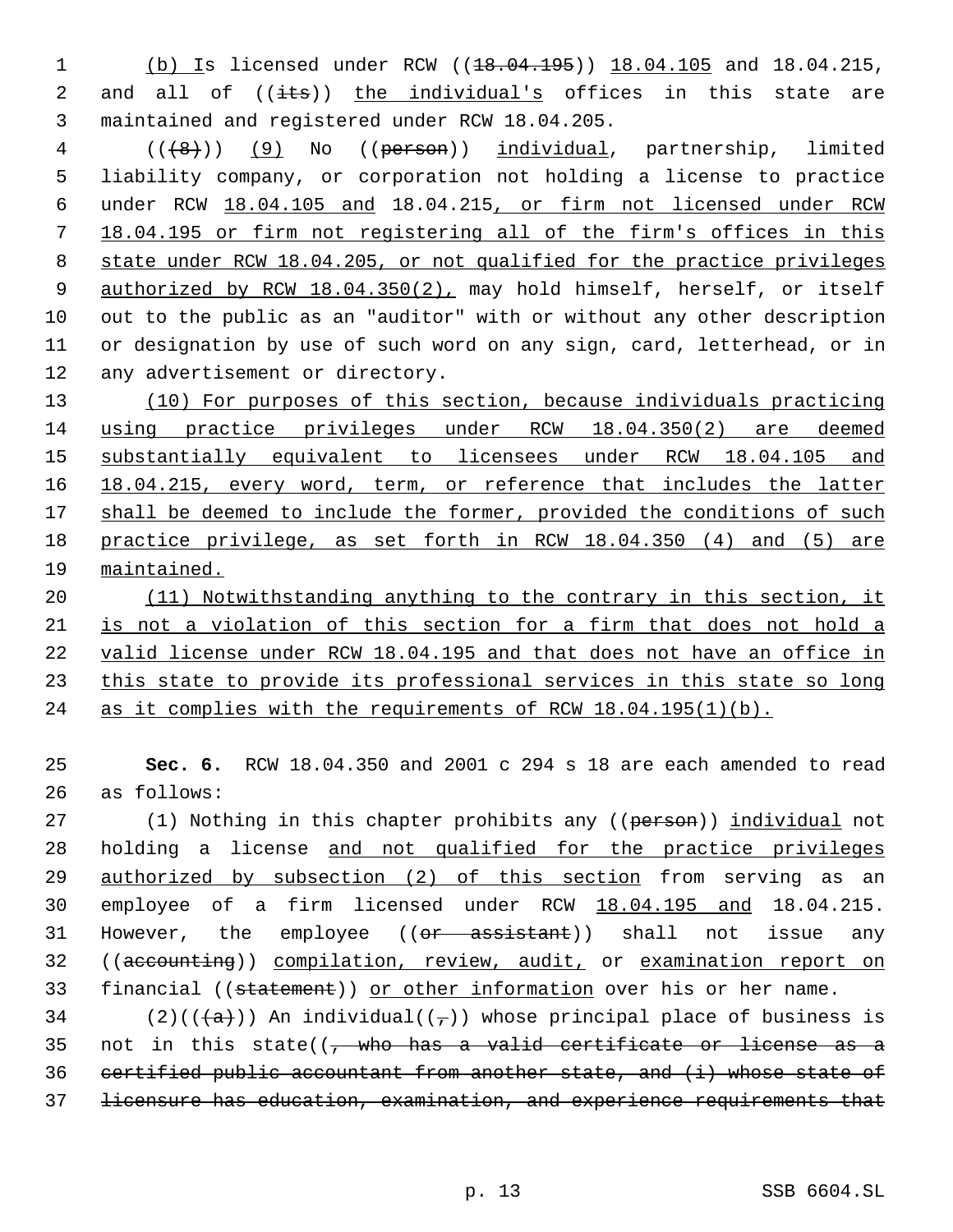(b) Is licensed under RCW ((18.04.195)) 18.04.105 and 18.04.215, and all of ((its)) the individual's offices in this state are maintained and registered under RCW 18.04.205.

(((8))) (9) No ((person)) individual, partnership, limited liability company, or corporation not holding a license to practice under RCW 18.04.105 and 18.04.215, or firm not licensed under RCW 18.04.195 or firm not registering all of the firm's offices in this state under RCW 18.04.205, or not qualified for the practice privileges authorized by RCW 18.04.350(2), may hold himself, herself, or itself out to the public as an "auditor" with or without any other description or designation by use of such word on any sign, card, letterhead, or in any advertisement or directory.

(10) For purposes of this section, because individuals practicing using practice privileges under RCW 18.04.350(2) are deemed substantially equivalent to licensees under RCW 18.04.105 and 18.04.215, every word, term, or reference that includes the latter shall be deemed to include the former, provided the conditions of such practice privilege, as set forth in RCW 18.04.350 (4) and (5) are maintained.

(11) Notwithstanding anything to the contrary in this section, it is not a violation of this section for a firm that does not hold a valid license under RCW 18.04.195 and that does not have an office in this state to provide its professional services in this state so long as it complies with the requirements of RCW 18.04.195(1)(b).

**Sec. 6.** RCW 18.04.350 and 2001 c 294 s 18 are each amended to read as follows:

(1) Nothing in this chapter prohibits any ((person)) individual not holding a license and not qualified for the practice privileges authorized by subsection (2) of this section from serving as an employee of a firm licensed under RCW 18.04.195 and 18.04.215. However, the employee ((or assistant)) shall not issue any ((accounting)) compilation, review, audit, or examination report on financial ((statement)) or other information over his or her name.

(2)(((a))) An individual((,)) whose principal place of business is not in this state((, who has a valid certificate or license as a certified public accountant from another state, and (i) whose state of licensure has education, examination, and experience requirements that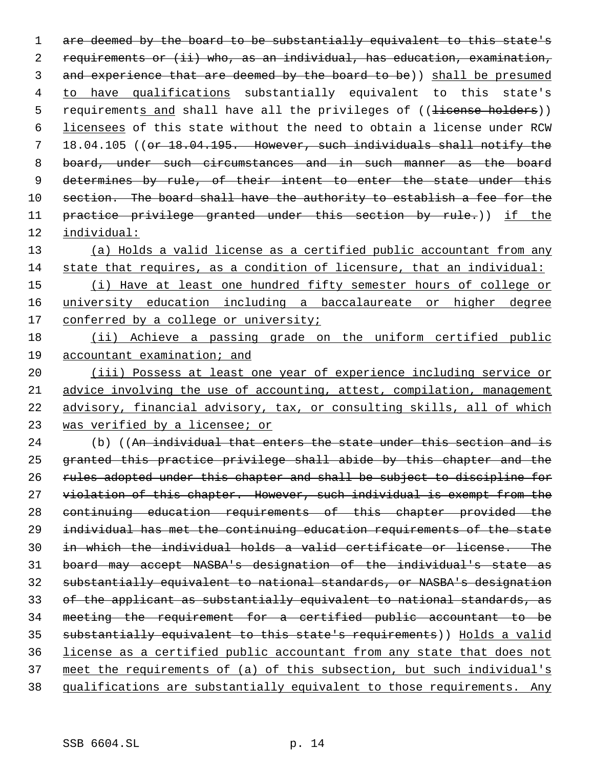are deemed by the board to be substantially equivalent to this state's requirements or (ii) who, as an individual, has education, examination, and experience that are deemed by the board to be)) shall be presumed to have qualifications substantially equivalent to this state's requirements and shall have all the privileges of ((license holders)) licensees of this state without the need to obtain a license under RCW 18.04.105 ((or 18.04.195. However, such individuals shall notify the board, under such circumstances and in such manner as the board determines by rule, of their intent to enter the state under this section. The board shall have the authority to establish a fee for the practice privilege granted under this section by rule.)) if the individual:

(a) Holds a valid license as a certified public accountant from any state that requires, as a condition of licensure, that an individual:

(i) Have at least one hundred fifty semester hours of college or university education including a baccalaureate or higher degree conferred by a college or university;

(ii) Achieve a passing grade on the uniform certified public accountant examination; and

(iii) Possess at least one year of experience including service or advice involving the use of accounting, attest, compilation, management advisory, financial advisory, tax, or consulting skills, all of which was verified by a licensee; or

(b) ((An individual that enters the state under this section and is granted this practice privilege shall abide by this chapter and the rules adopted under this chapter and shall be subject to discipline for violation of this chapter. However, such individual is exempt from the continuing education requirements of this chapter provided the individual has met the continuing education requirements of the state in which the individual holds a valid certificate or license. The board may accept NASBA's designation of the individual's state as substantially equivalent to national standards, or NASBA's designation of the applicant as substantially equivalent to national standards, as meeting the requirement for a certified public accountant to be substantially equivalent to this state's requirements)) Holds a valid license as a certified public accountant from any state that does not meet the requirements of (a) of this subsection, but such individual's qualifications are substantially equivalent to those requirements. Any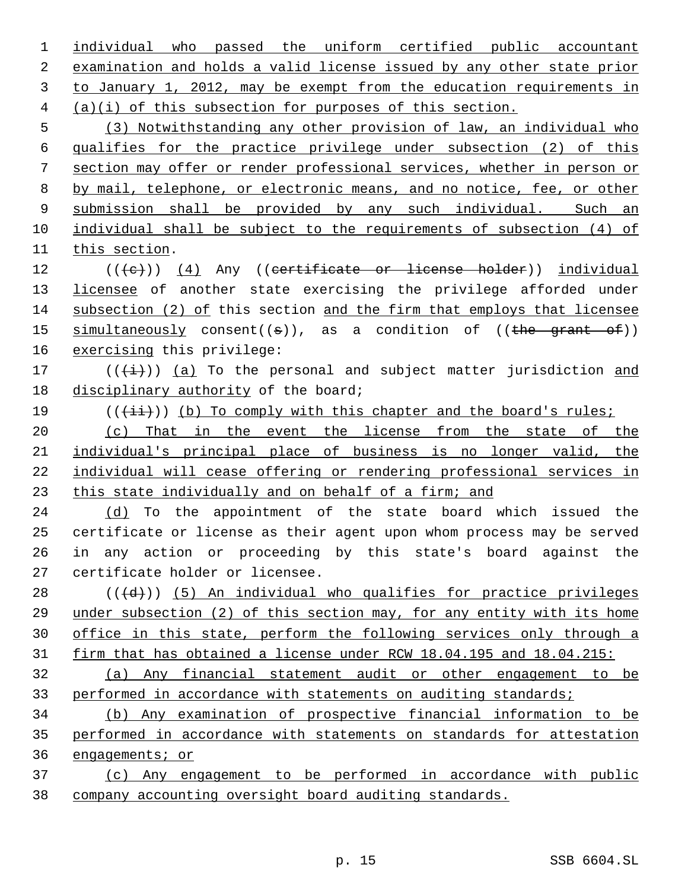individual who passed the uniform certified public accountant examination and holds a valid license issued by any other state prior to January 1, 2012, may be exempt from the education requirements in (a)(i) of this subsection for purposes of this section.

(3) Notwithstanding any other provision of law, an individual who qualifies for the practice privilege under subsection (2) of this section may offer or render professional services, whether in person or by mail, telephone, or electronic means, and no notice, fee, or other submission shall be provided by any such individual. Such an individual shall be subject to the requirements of subsection (4) of this section.

(((c))) (4) Any ((certificate or license holder)) individual licensee of another state exercising the privilege afforded under subsection (2) of this section and the firm that employs that licensee simultaneously consent((s)), as a condition of ((the grant of)) exercising this privilege:

(((i))) (a) To the personal and subject matter jurisdiction and disciplinary authority of the board;

(((ii))) (b) To comply with this chapter and the board's rules;

(c) That in the event the license from the state of the individual's principal place of business is no longer valid, the individual will cease offering or rendering professional services in this state individually and on behalf of a firm; and

(d) To the appointment of the state board which issued the certificate or license as their agent upon whom process may be served in any action or proceeding by this state's board against the certificate holder or licensee.

(((d))) (5) An individual who qualifies for practice privileges under subsection (2) of this section may, for any entity with its home office in this state, perform the following services only through a firm that has obtained a license under RCW 18.04.195 and 18.04.215:

(a) Any financial statement audit or other engagement to be performed in accordance with statements on auditing standards;

(b) Any examination of prospective financial information to be performed in accordance with statements on standards for attestation engagements; or

(c) Any engagement to be performed in accordance with public company accounting oversight board auditing standards.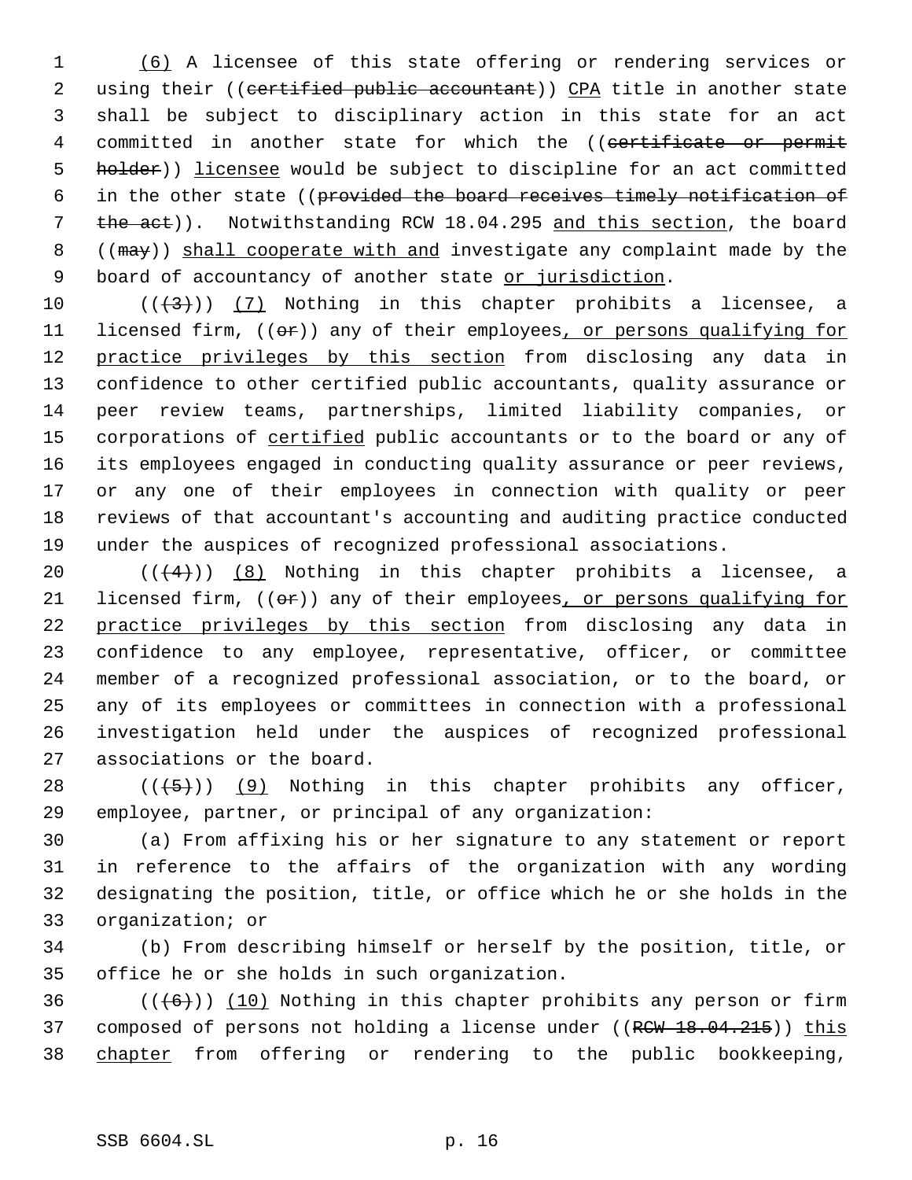(6) A licensee of this state offering or rendering services or using their ((~~certified public accountant~~)) CPA title in another state shall be subject to disciplinary action in this state for an act committed in another state for which the ((~~certificate or permit holder~~)) licensee would be subject to discipline for an act committed in the other state ((~~provided the board receives timely notification of the act~~)). Notwithstanding RCW 18.04.295 and this section, the board ((~~may~~)) shall cooperate with and investigate any complaint made by the board of accountancy of another state or jurisdiction.

((~~(3)~~)) (7) Nothing in this chapter prohibits a licensee, a licensed firm, ((~~or~~)) any of their employees, or persons qualifying for practice privileges by this section from disclosing any data in confidence to other certified public accountants, quality assurance or peer review teams, partnerships, limited liability companies, or corporations of certified public accountants or to the board or any of its employees engaged in conducting quality assurance or peer reviews, or any one of their employees in connection with quality or peer reviews of that accountant's accounting and auditing practice conducted under the auspices of recognized professional associations.

((~~(4)~~)) (8) Nothing in this chapter prohibits a licensee, a licensed firm, ((~~or~~)) any of their employees, or persons qualifying for practice privileges by this section from disclosing any data in confidence to any employee, representative, officer, or committee member of a recognized professional association, or to the board, or any of its employees or committees in connection with a professional investigation held under the auspices of recognized professional associations or the board.

((~~(5)~~)) (9) Nothing in this chapter prohibits any officer, employee, partner, or principal of any organization:

(a) From affixing his or her signature to any statement or report in reference to the affairs of the organization with any wording designating the position, title, or office which he or she holds in the organization; or

(b) From describing himself or herself by the position, title, or office he or she holds in such organization.

((~~(6)~~)) (10) Nothing in this chapter prohibits any person or firm composed of persons not holding a license under ((~~RCW 18.04.215~~)) this chapter from offering or rendering to the public bookkeeping,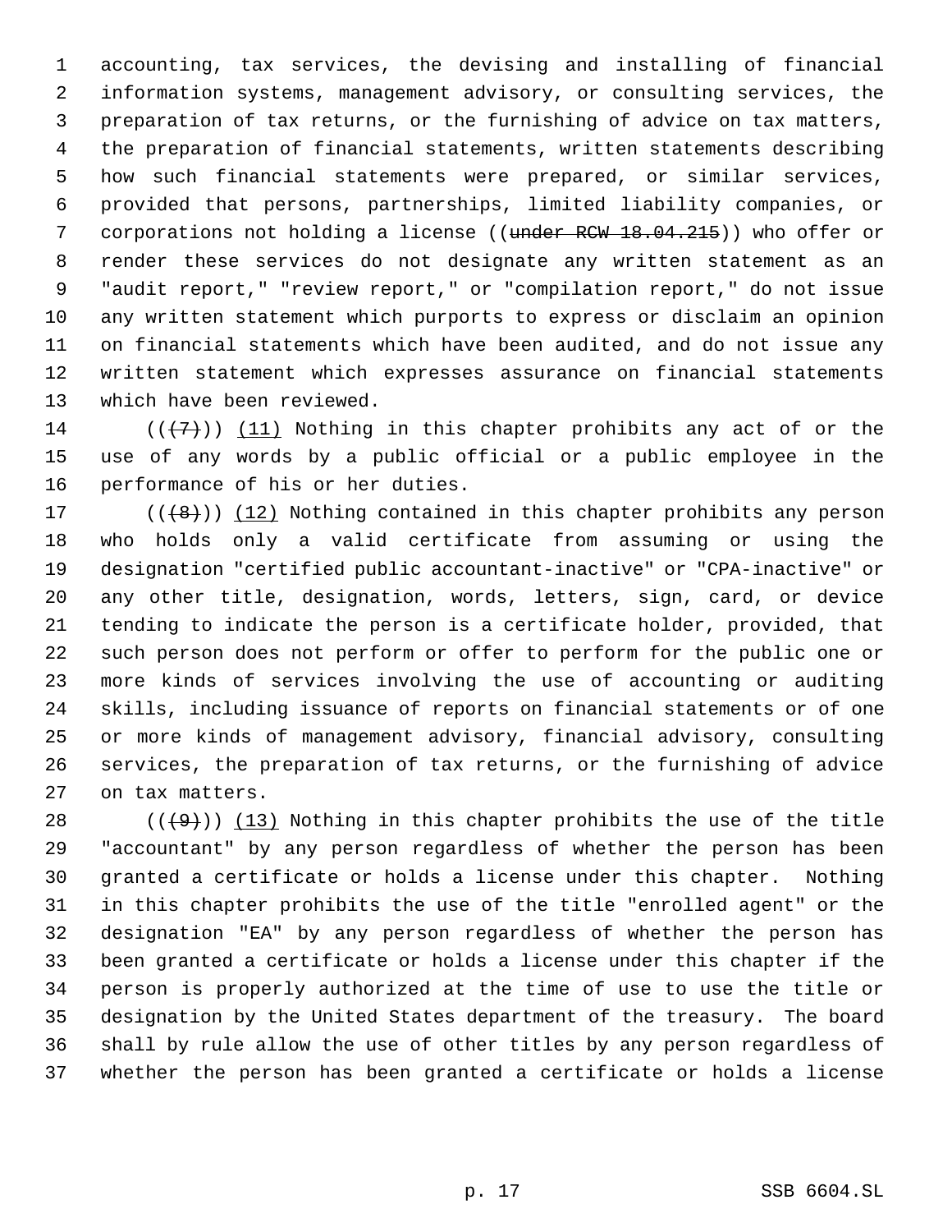accounting, tax services, the devising and installing of financial information systems, management advisory, or consulting services, the preparation of tax returns, or the furnishing of advice on tax matters, the preparation of financial statements, written statements describing how such financial statements were prepared, or similar services, provided that persons, partnerships, limited liability companies, or corporations not holding a license ((~~under RCW 18.04.215~~)) who offer or render these services do not designate any written statement as an "audit report," "review report," or "compilation report," do not issue any written statement which purports to express or disclaim an opinion on financial statements which have been audited, and do not issue any written statement which expresses assurance on financial statements which have been reviewed.

((~~(7)~~)) <u>(11)</u> Nothing in this chapter prohibits any act of or the use of any words by a public official or a public employee in the performance of his or her duties.

((~~(8)~~)) <u>(12)</u> Nothing contained in this chapter prohibits any person who holds only a valid certificate from assuming or using the designation "certified public accountant-inactive" or "CPA-inactive" or any other title, designation, words, letters, sign, card, or device tending to indicate the person is a certificate holder, provided, that such person does not perform or offer to perform for the public one or more kinds of services involving the use of accounting or auditing skills, including issuance of reports on financial statements or of one or more kinds of management advisory, financial advisory, consulting services, the preparation of tax returns, or the furnishing of advice on tax matters.

((~~(9)~~)) <u>(13)</u> Nothing in this chapter prohibits the use of the title "accountant" by any person regardless of whether the person has been granted a certificate or holds a license under this chapter. Nothing in this chapter prohibits the use of the title "enrolled agent" or the designation "EA" by any person regardless of whether the person has been granted a certificate or holds a license under this chapter if the person is properly authorized at the time of use to use the title or designation by the United States department of the treasury. The board shall by rule allow the use of other titles by any person regardless of whether the person has been granted a certificate or holds a license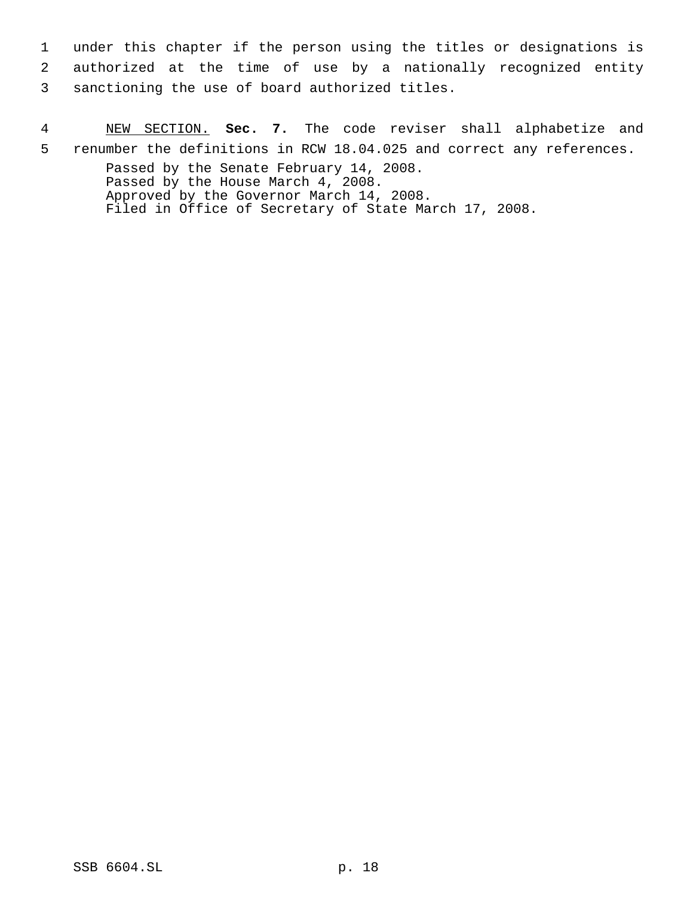under this chapter if the person using the titles or designations is authorized at the time of use by a nationally recognized entity sanctioning the use of board authorized titles.

NEW SECTION. **Sec. 7.** The code reviser shall alphabetize and renumber the definitions in RCW 18.04.025 and correct any references.

Passed by the Senate February 14, 2008.
Passed by the House March 4, 2008.
Approved by the Governor March 14, 2008.
Filed in Office of Secretary of State March 17, 2008.